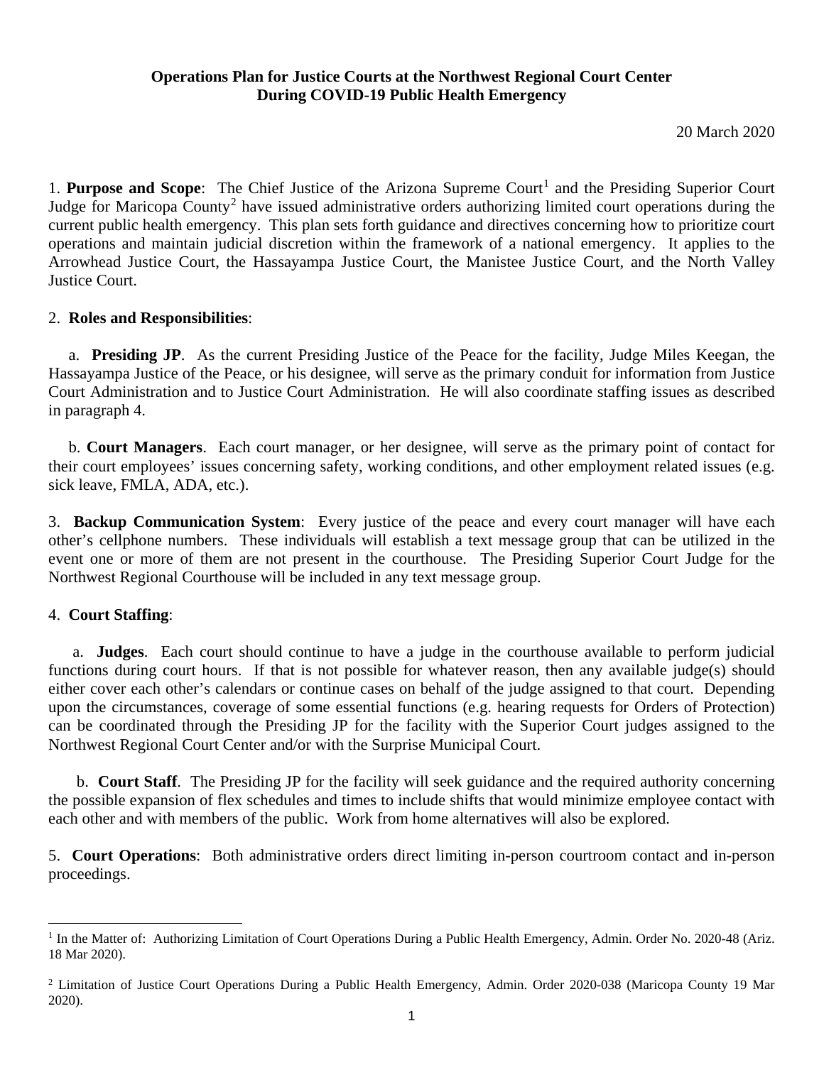**Operations Plan for Justice Courts at the Northwest Regional Court Center**
**During COVID-19 Public Health Emergency**

20 March 2020

1. **Purpose and Scope**: The Chief Justice of the Arizona Supreme Court[1] and the Presiding Superior Court Judge for Maricopa County[2] have issued administrative orders authorizing limited court operations during the current public health emergency. This plan sets forth guidance and directives concerning how to prioritize court operations and maintain judicial discretion within the framework of a national emergency. It applies to the Arrowhead Justice Court, the Hassayampa Justice Court, the Manistee Justice Court, and the North Valley Justice Court.

2. **Roles and Responsibilities**:

a. **Presiding JP**. As the current Presiding Justice of the Peace for the facility, Judge Miles Keegan, the Hassayampa Justice of the Peace, or his designee, will serve as the primary conduit for information from Justice Court Administration and to Justice Court Administration. He will also coordinate staffing issues as described in paragraph 4.

b. **Court Managers**. Each court manager, or her designee, will serve as the primary point of contact for their court employees' issues concerning safety, working conditions, and other employment related issues (e.g. sick leave, FMLA, ADA, etc.).

3. **Backup Communication System**: Every justice of the peace and every court manager will have each other's cellphone numbers. These individuals will establish a text message group that can be utilized in the event one or more of them are not present in the courthouse. The Presiding Superior Court Judge for the Northwest Regional Courthouse will be included in any text message group.

4. **Court Staffing**:

a. **Judges**. Each court should continue to have a judge in the courthouse available to perform judicial functions during court hours. If that is not possible for whatever reason, then any available judge(s) should either cover each other's calendars or continue cases on behalf of the judge assigned to that court. Depending upon the circumstances, coverage of some essential functions (e.g. hearing requests for Orders of Protection) can be coordinated through the Presiding JP for the facility with the Superior Court judges assigned to the Northwest Regional Court Center and/or with the Surprise Municipal Court.

b. **Court Staff**. The Presiding JP for the facility will seek guidance and the required authority concerning the possible expansion of flex schedules and times to include shifts that would minimize employee contact with each other and with members of the public. Work from home alternatives will also be explored.

5. **Court Operations**: Both administrative orders direct limiting in-person courtroom contact and in-person proceedings.

---

[1] In the Matter of: Authorizing Limitation of Court Operations During a Public Health Emergency, Admin. Order No. 2020-48 (Ariz. 18 Mar 2020).

[2] Limitation of Justice Court Operations During a Public Health Emergency, Admin. Order 2020-038 (Maricopa County 19 Mar 2020).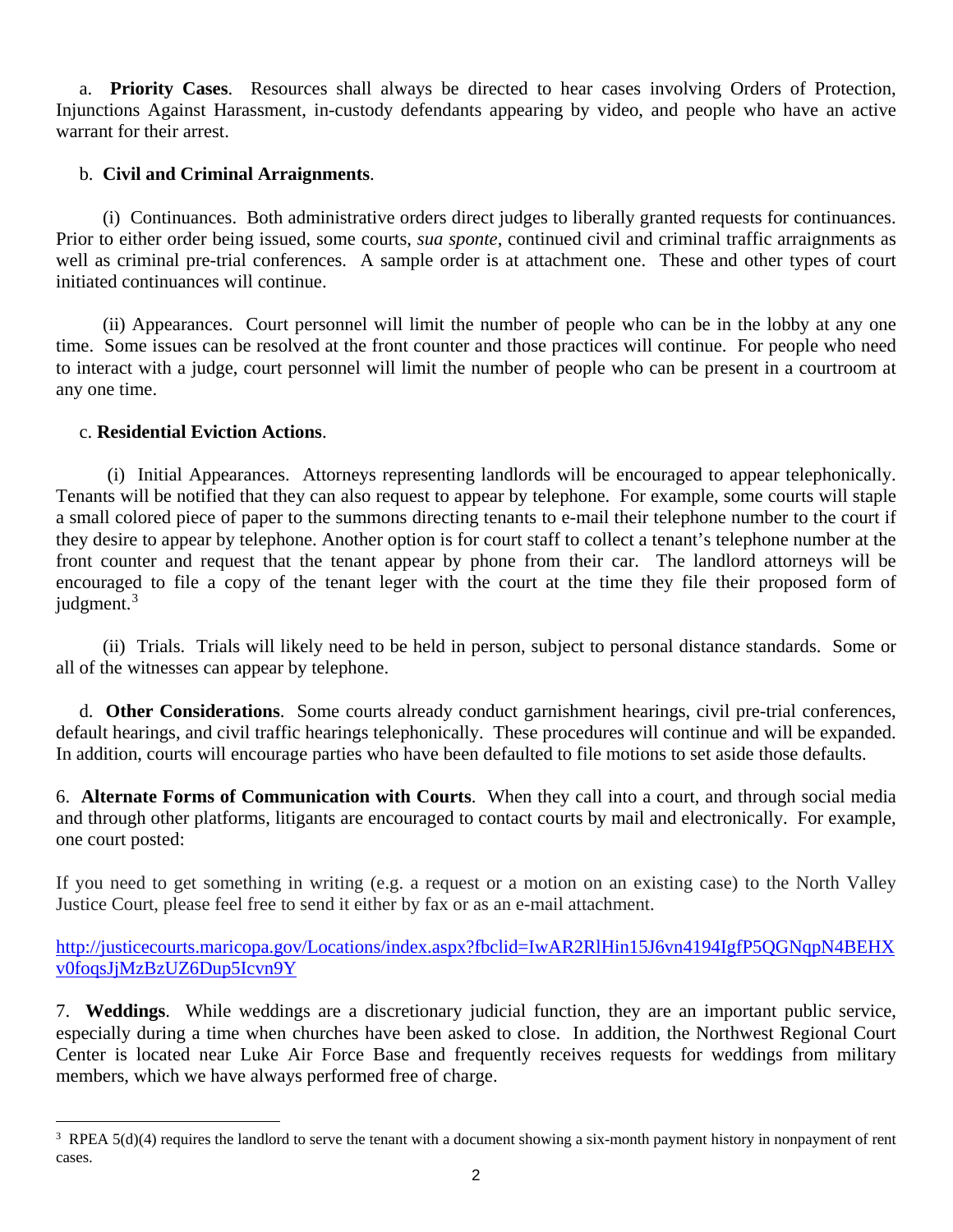a. **Priority Cases**. Resources shall always be directed to hear cases involving Orders of Protection, Injunctions Against Harassment, in-custody defendants appearing by video, and people who have an active warrant for their arrest.

b. **Civil and Criminal Arraignments**.

(i) Continuances. Both administrative orders direct judges to liberally granted requests for continuances. Prior to either order being issued, some courts, *sua sponte*, continued civil and criminal traffic arraignments as well as criminal pre-trial conferences. A sample order is at attachment one. These and other types of court initiated continuances will continue.

(ii) Appearances. Court personnel will limit the number of people who can be in the lobby at any one time. Some issues can be resolved at the front counter and those practices will continue. For people who need to interact with a judge, court personnel will limit the number of people who can be present in a courtroom at any one time.

c. **Residential Eviction Actions**.

(i) Initial Appearances. Attorneys representing landlords will be encouraged to appear telephonically. Tenants will be notified that they can also request to appear by telephone. For example, some courts will staple a small colored piece of paper to the summons directing tenants to e-mail their telephone number to the court if they desire to appear by telephone. Another option is for court staff to collect a tenant's telephone number at the front counter and request that the tenant appear by phone from their car. The landlord attorneys will be encouraged to file a copy of the tenant leger with the court at the time they file their proposed form of judgment.[3]

(ii) Trials. Trials will likely need to be held in person, subject to personal distance standards. Some or all of the witnesses can appear by telephone.

d. **Other Considerations**. Some courts already conduct garnishment hearings, civil pre-trial conferences, default hearings, and civil traffic hearings telephonically. These procedures will continue and will be expanded. In addition, courts will encourage parties who have been defaulted to file motions to set aside those defaults.

6. **Alternate Forms of Communication with Courts**. When they call into a court, and through social media and through other platforms, litigants are encouraged to contact courts by mail and electronically. For example, one court posted:

If you need to get something in writing (e.g. a request or a motion on an existing case) to the North Valley Justice Court, please feel free to send it either by fax or as an e-mail attachment.

http://justicecourts.maricopa.gov/Locations/index.aspx?fbclid=IwAR2RlHin15J6vn4194IgfP5QGNqpN4BEHXv0foqsJjMzBzUZ6Dup5Icvn9Y

7. **Weddings**. While weddings are a discretionary judicial function, they are an important public service, especially during a time when churches have been asked to close. In addition, the Northwest Regional Court Center is located near Luke Air Force Base and frequently receives requests for weddings from military members, which we have always performed free of charge.

---

[3] RPEA 5(d)(4) requires the landlord to serve the tenant with a document showing a six-month payment history in nonpayment of rent cases.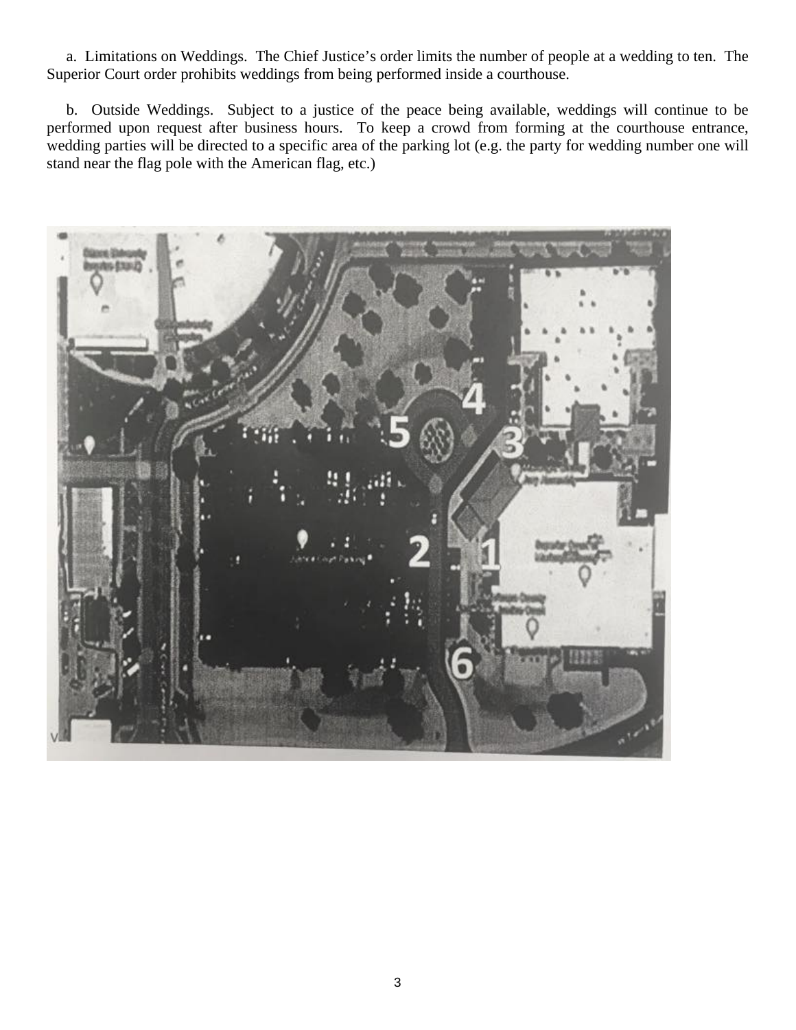a. Limitations on Weddings. The Chief Justice's order limits the number of people at a wedding to ten. The Superior Court order prohibits weddings from being performed inside a courthouse.

b. Outside Weddings. Subject to a justice of the peace being available, weddings will continue to be performed upon request after business hours. To keep a crowd from forming at the courthouse entrance, wedding parties will be directed to a specific area of the parking lot (e.g. the party for wedding number one will stand near the flag pole with the American flag, etc.)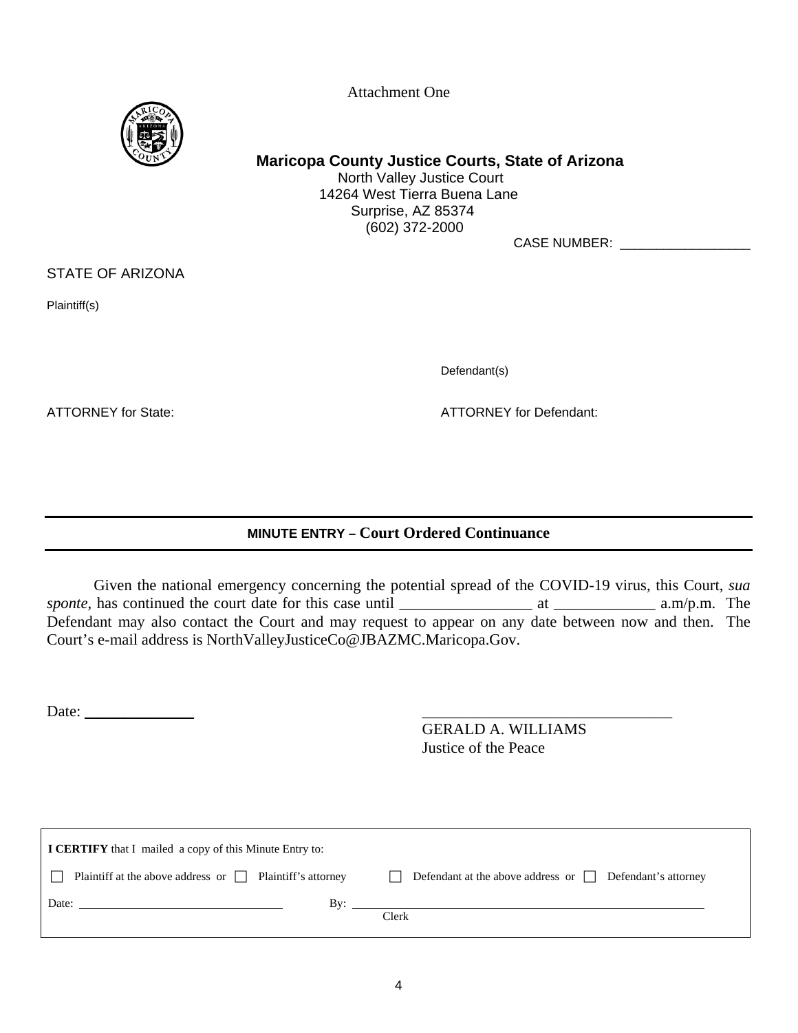Attachment One

**Maricopa County Justice Courts, State of Arizona**

North Valley Justice Court
14264 West Tierra Buena Lane
Surprise, AZ 85374
(602) 372-2000

CASE NUMBER: __________________

STATE OF ARIZONA

Plaintiff(s)

Defendant(s)

ATTORNEY for State:

ATTORNEY for Defendant:

---

**MINUTE ENTRY – Court Ordered Continuance**

---

Given the national emergency concerning the potential spread of the COVID-19 virus, this Court, *sua sponte*, has continued the court date for this case until _________________ at _____________ a.m/p.m. The Defendant may also contact the Court and may request to appear on any date between now and then. The Court's e-mail address is NorthValleyJusticeCo@JBAZMC.Maricopa.Gov.

Date: ______________

________________________________
GERALD A. WILLIAMS
Justice of the Peace

**I CERTIFY** that I mailed a copy of this Minute Entry to:

☐ Plaintiff at the above address or ☐ Plaintiff's attorney ☐ Defendant at the above address or ☐ Defendant's attorney

Date: ______________________ By: ______________________
Clerk